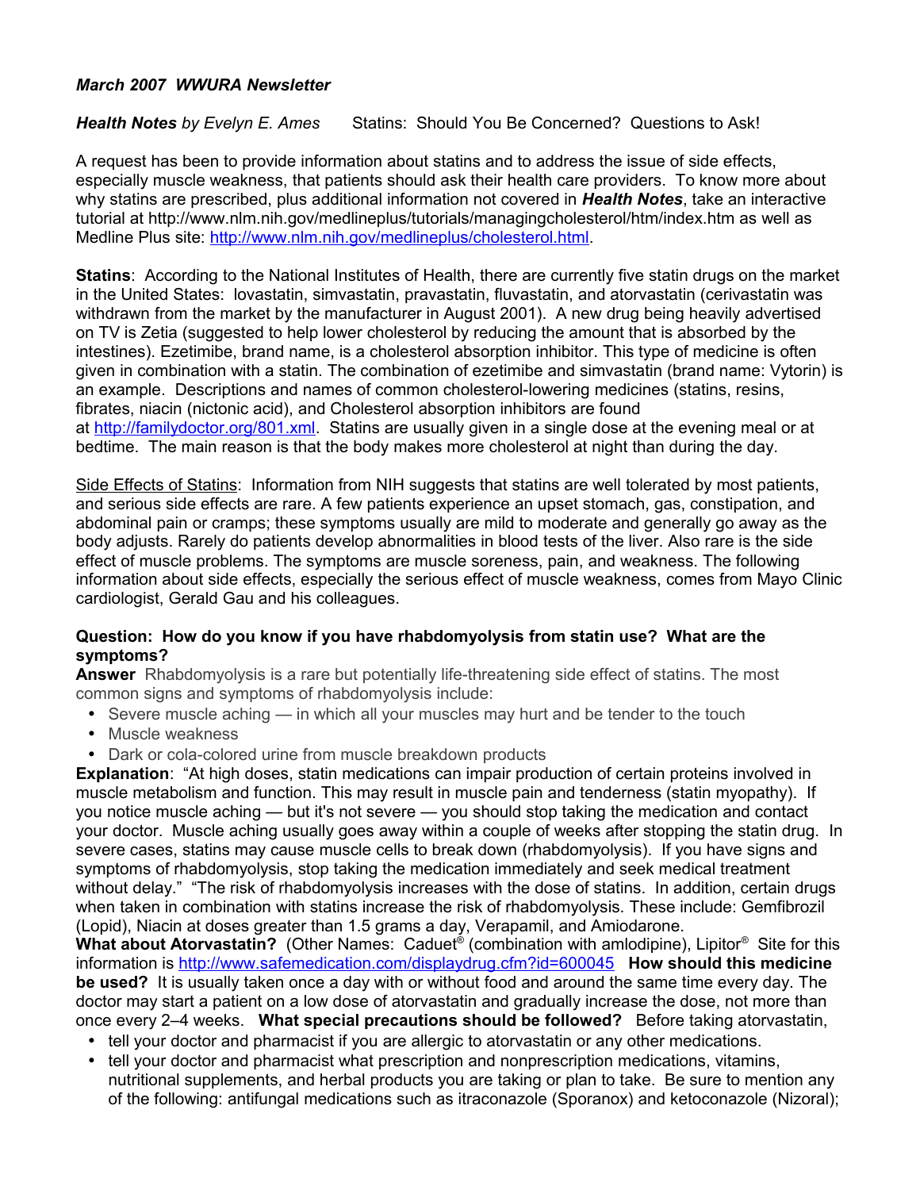***March 2007 WWURA Newsletter***

***Health Notes** by Evelyn E. Ames* Statins: Should You Be Concerned? Questions to Ask!

A request has been to provide information about statins and to address the issue of side effects, especially muscle weakness, that patients should ask their health care providers. To know more about why statins are prescribed, plus additional information not covered in ***Health Notes***, take an interactive tutorial at http://www.nlm.nih.gov/medlineplus/tutorials/managingcholesterol/htm/index.htm as well as Medline Plus site: http://www.nlm.nih.gov/medlineplus/cholesterol.html.

**Statins**: According to the National Institutes of Health, there are currently five statin drugs on the market in the United States: lovastatin, simvastatin, pravastatin, fluvastatin, and atorvastatin (cerivastatin was withdrawn from the market by the manufacturer in August 2001). A new drug being heavily advertised on TV is Zetia (suggested to help lower cholesterol by reducing the amount that is absorbed by the intestines). Ezetimibe, brand name, is a cholesterol absorption inhibitor. This type of medicine is often given in combination with a statin. The combination of ezetimibe and simvastatin (brand name: Vytorin) is an example. Descriptions and names of common cholesterol-lowering medicines (statins, resins, fibrates, niacin (nictonic acid), and Cholesterol absorption inhibitors are found at http://familydoctor.org/801.xml. Statins are usually given in a single dose at the evening meal or at bedtime. The main reason is that the body makes more cholesterol at night than during the day.

Side Effects of Statins: Information from NIH suggests that statins are well tolerated by most patients, and serious side effects are rare. A few patients experience an upset stomach, gas, constipation, and abdominal pain or cramps; these symptoms usually are mild to moderate and generally go away as the body adjusts. Rarely do patients develop abnormalities in blood tests of the liver. Also rare is the side effect of muscle problems. The symptoms are muscle soreness, pain, and weakness. The following information about side effects, especially the serious effect of muscle weakness, comes from Mayo Clinic cardiologist, Gerald Gau and his colleagues.

**Question: How do you know if you have rhabdomyolysis from statin use? What are the symptoms?**

**Answer** Rhabdomyolysis is a rare but potentially life-threatening side effect of statins. The most common signs and symptoms of rhabdomyolysis include:

- Severe muscle aching — in which all your muscles may hurt and be tender to the touch
- Muscle weakness
- Dark or cola-colored urine from muscle breakdown products

**Explanation**: "At high doses, statin medications can impair production of certain proteins involved in muscle metabolism and function. This may result in muscle pain and tenderness (statin myopathy). If you notice muscle aching — but it's not severe — you should stop taking the medication and contact your doctor. Muscle aching usually goes away within a couple of weeks after stopping the statin drug. In severe cases, statins may cause muscle cells to break down (rhabdomyolysis). If you have signs and symptoms of rhabdomyolysis, stop taking the medication immediately and seek medical treatment without delay." "The risk of rhabdomyolysis increases with the dose of statins. In addition, certain drugs when taken in combination with statins increase the risk of rhabdomyolysis. These include: Gemfibrozil (Lopid), Niacin at doses greater than 1.5 grams a day, Verapamil, and Amiodarone.

**What about Atorvastatin?** (Other Names: Caduet® (combination with amlodipine), Lipitor® Site for this information is http://www.safemedication.com/displaydrug.cfm?id=600045 **How should this medicine be used?** It is usually taken once a day with or without food and around the same time every day. The doctor may start a patient on a low dose of atorvastatin and gradually increase the dose, not more than once every 2–4 weeks. **What special precautions should be followed?** Before taking atorvastatin,

- tell your doctor and pharmacist if you are allergic to atorvastatin or any other medications.
- tell your doctor and pharmacist what prescription and nonprescription medications, vitamins, nutritional supplements, and herbal products you are taking or plan to take. Be sure to mention any of the following: antifungal medications such as itraconazole (Sporanox) and ketoconazole (Nizoral);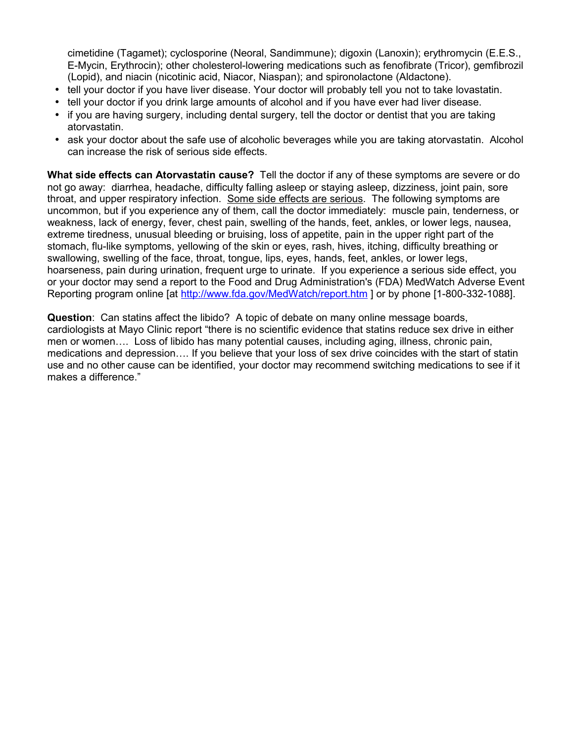cimetidine (Tagamet); cyclosporine (Neoral, Sandimmune); digoxin (Lanoxin); erythromycin (E.E.S., E-Mycin, Erythrocin); other cholesterol-lowering medications such as fenofibrate (Tricor), gemfibrozil (Lopid), and niacin (nicotinic acid, Niacor, Niaspan); and spironolactone (Aldactone).

- tell your doctor if you have liver disease. Your doctor will probably tell you not to take lovastatin.
- tell your doctor if you drink large amounts of alcohol and if you have ever had liver disease.
- if you are having surgery, including dental surgery, tell the doctor or dentist that you are taking atorvastatin.
- ask your doctor about the safe use of alcoholic beverages while you are taking atorvastatin. Alcohol can increase the risk of serious side effects.

**What side effects can Atorvastatin cause?** Tell the doctor if any of these symptoms are severe or do not go away: diarrhea, headache, difficulty falling asleep or staying asleep, dizziness, joint pain, sore throat, and upper respiratory infection. <u>Some side effects are serious</u>. The following symptoms are uncommon, but if you experience any of them, call the doctor immediately: muscle pain, tenderness, or weakness, lack of energy, fever, chest pain, swelling of the hands, feet, ankles, or lower legs, nausea, extreme tiredness, unusual bleeding or bruising, loss of appetite, pain in the upper right part of the stomach, flu-like symptoms, yellowing of the skin or eyes, rash, hives, itching, difficulty breathing or swallowing, swelling of the face, throat, tongue, lips, eyes, hands, feet, ankles, or lower legs, hoarseness, pain during urination, frequent urge to urinate. If you experience a serious side effect, you or your doctor may send a report to the Food and Drug Administration's (FDA) MedWatch Adverse Event Reporting program online [at http://www.fda.gov/MedWatch/report.htm ] or by phone [1-800-332-1088].

**Question**: Can statins affect the libido? A topic of debate on many online message boards, cardiologists at Mayo Clinic report "there is no scientific evidence that statins reduce sex drive in either men or women…. Loss of libido has many potential causes, including aging, illness, chronic pain, medications and depression…. If you believe that your loss of sex drive coincides with the start of statin use and no other cause can be identified, your doctor may recommend switching medications to see if it makes a difference."